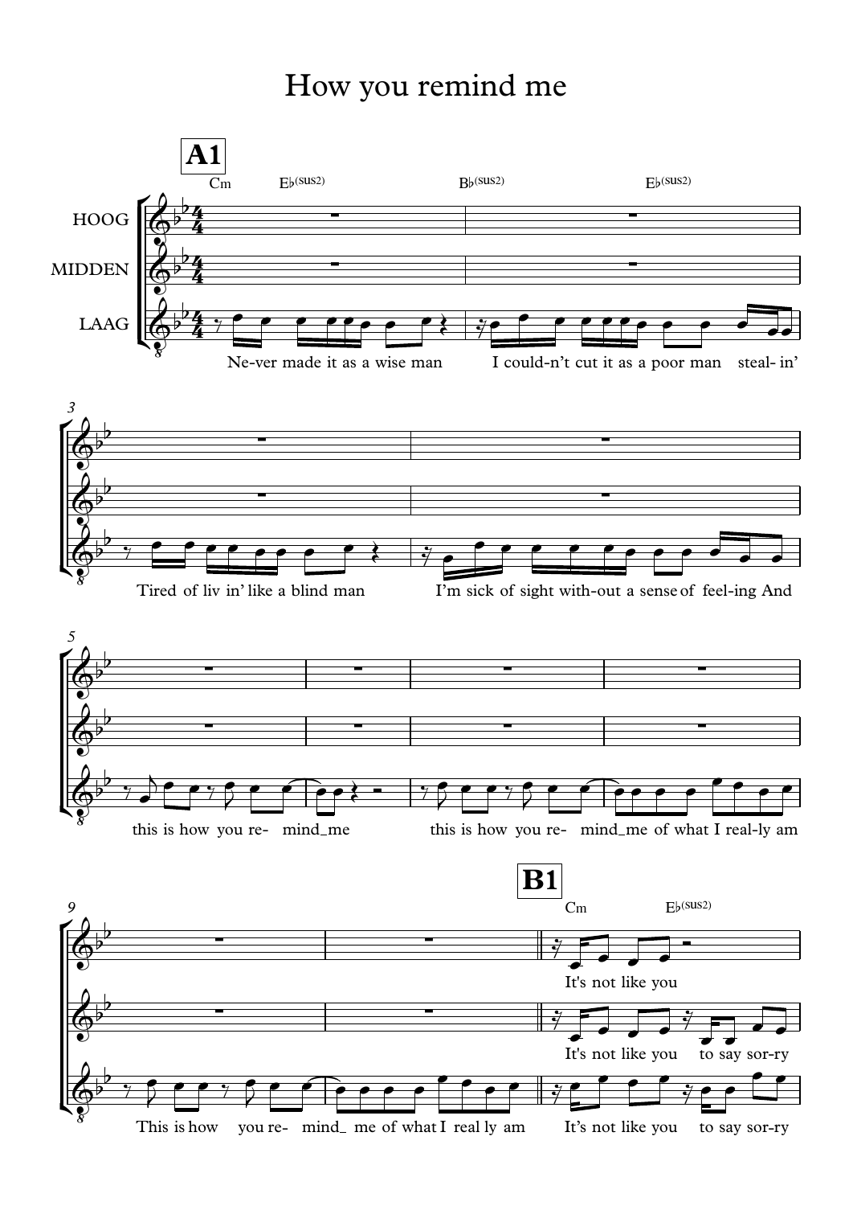# How you remind me

**A1**

HOOG
MIDDEN
LAAG

Cm Eb(sus2) Bb(sus2) Eb(sus2)

Ne-ver made it as a wise man I could-n't cut it as a poor man steal- in'

Tired of liv in' like a blind man I'm sick of sight with-out a sense of feel-ing And

this is how you re- mind_me this is how you re- mind_me of what I real-ly am

This is how you re- mind_ me of what I real ly am

**B1**

Cm Eb(sus2)

It's not like you

It's not like you to say sor-ry

It's not like you to say sor-ry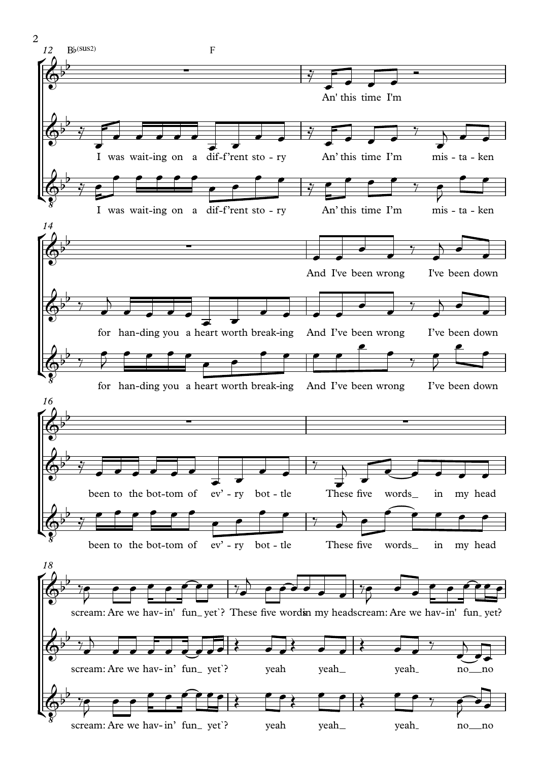B♭(sus2) F

**12**

An' this time I'm

I was wait-ing on a dif-f'rent sto-ry An' this time I'm mis-ta-ken

I was wait-ing on a dif-f'rent sto-ry An' this time I'm mis-ta-ken

**14**

And I've been wrong I've been down

for han-ding you a heart worth break-ing And I've been wrong I've been down

for han-ding you a heart worth break-ing And I've been wrong I've been down

**16**

been to the bot-tom of ev'-ry bot-tle These five words_ in my head

been to the bot-tom of ev'-ry bot-tle These five words_ in my head

**18**

scream: Are we hav-in' fun_ yet`? These five words in my head scream: Are we hav-in' fun_ yet?

scream: Are we hav-in' fun_ yet`? yeah yeah_ yeah_ no__no

scream: Are we hav-in' fun_ yet`? yeah yeah_ yeah_ no__no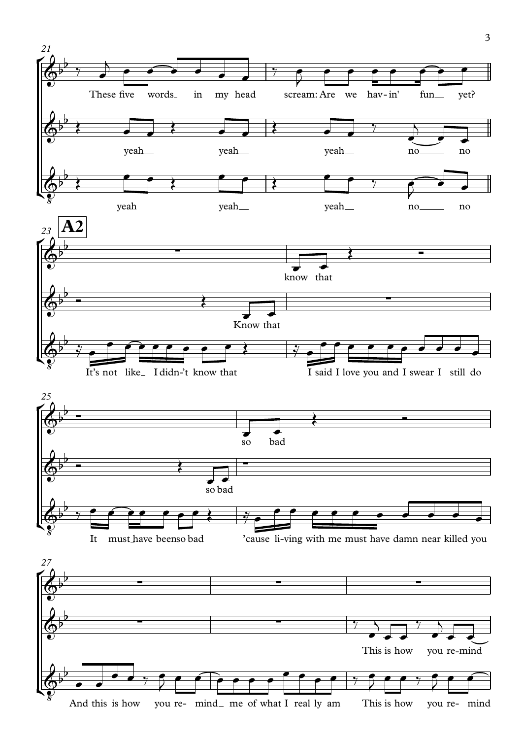**21**

These five words in my head scream: Are we hav-in' fun yet?

yeah yeah yeah no no

yeah yeah yeah no no

**23** **A2**

know that

Know that

It's not like I didn-'t know that I said I love you and I swear I still do

**25**

so bad

so bad

It must have been so bad 'cause li-ving with me must have damn near killed you

**27**

This is how you re-mind

And this is how you re- mind me of what I real ly am This is how you re- mind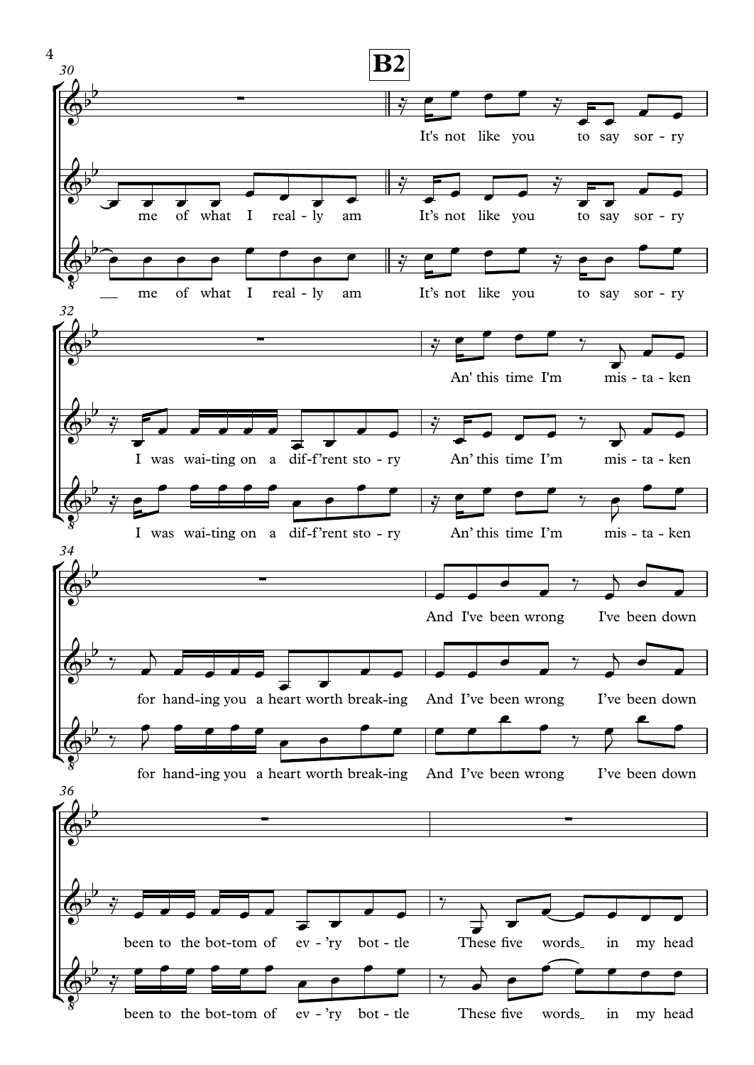**B2**

It's not like you to say sor - ry

me of what I real - ly am It's not like you to say sor - ry

me of what I real - ly am It's not like you to say sor - ry

An' this time I'm mis - ta - ken

I was wai-ting on a dif-f'rent sto - ry An' this time I'm mis - ta - ken

I was wai-ting on a dif-f'rent sto - ry An' this time I'm mis - ta - ken

And I've been wrong I've been down

for hand-ing you a heart worth break-ing And I've been wrong I've been down

for hand-ing you a heart worth break-ing And I've been wrong I've been down

been to the bot-tom of ev - 'ry bot - tle These five words in my head

been to the bot-tom of ev - 'ry bot - tle These five words in my head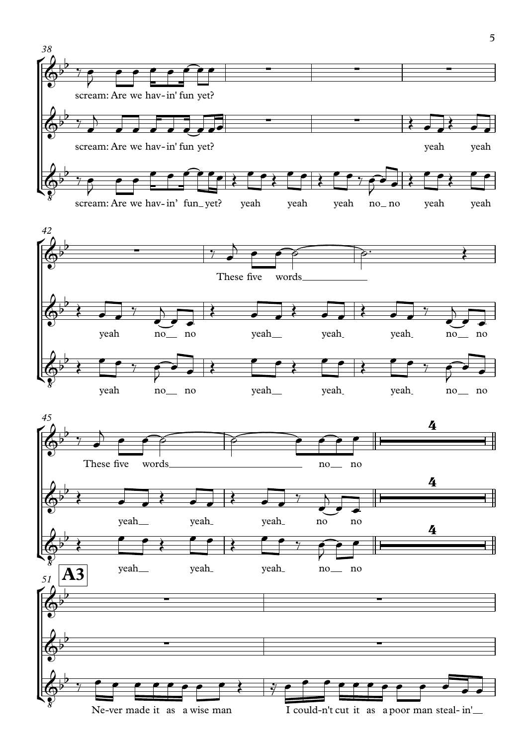38

scream: Are we hav-in' fun yet?

scream: Are we hav-in' fun yet? yeah yeah

scream: Are we hav-in' fun_yet? yeah yeah yeah no_no yeah yeah

42

These five words____

yeah no__ no yeah__ yeah yeah no__ no

yeah no__ no yeah__ yeah yeah no__ no

45

These five words____ no__ no

yeah__ yeah yeah no no

yeah__ yeah yeah no__ no

4

**A3**

51

Ne-ver made it as a wise man I could-n't cut it as a poor man steal-in'__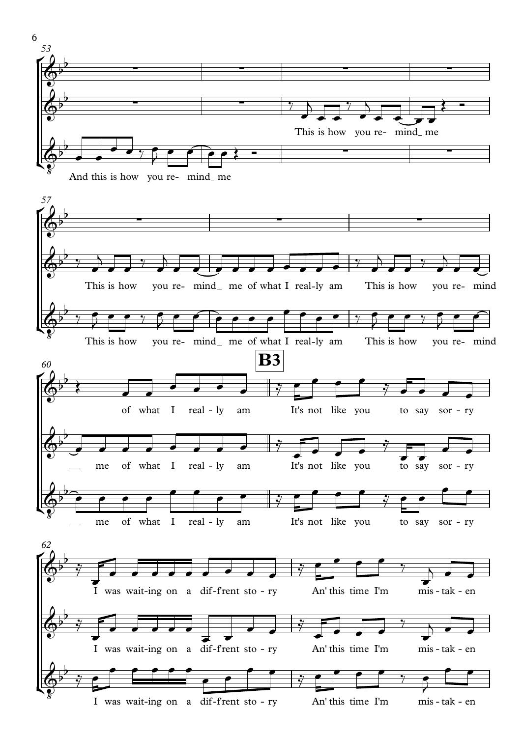**53**

This is how you re- mind_ me

And this is how you re- mind_ me

**57**

This is how you re- mind_ me of what I real-ly am This is how you re- mind

This is how you re- mind_ me of what I real-ly am This is how you re- mind

**60**

of what I real - ly am

__ me of what I real - ly am

__ me of what I real - ly am

**B3**

It's not like you to say sor - ry

It's not like you to say sor - ry

It's not like you to say sor - ry

**62**

I was wait-ing on a dif-f'rent sto - ry An' this time I'm mis - tak - en

I was wait-ing on a dif-f'rent sto - ry An' this time I'm mis - tak - en

I was wait-ing on a dif-f'rent sto - ry An' this time I'm mis - tak - en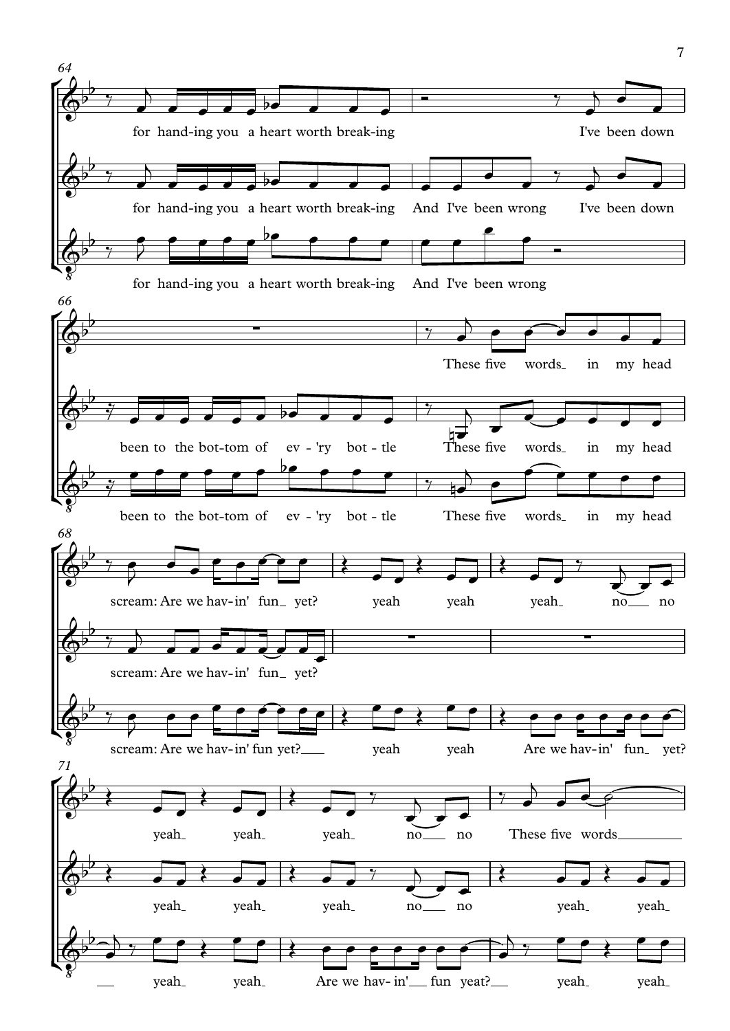64

for hand-ing you a heart worth break-ing I've been down

for hand-ing you a heart worth break-ing And I've been wrong I've been down

for hand-ing you a heart worth break-ing And I've been wrong

66

These five words in my head

been to the bot-tom of ev - 'ry bot - tle These five words in my head

been to the bot-tom of ev - 'ry bot - tle These five words in my head

68

scream: Are we hav-in' fun yet? yeah yeah yeah no no

scream: Are we hav-in' fun yet?

scream: Are we hav-in' fun yet? yeah yeah Are we hav-in' fun yet?

71

yeah yeah yeah no no These five words

yeah yeah yeah no no yeah yeah

yeah yeah Are we hav- in' fun yeat? yeah yeah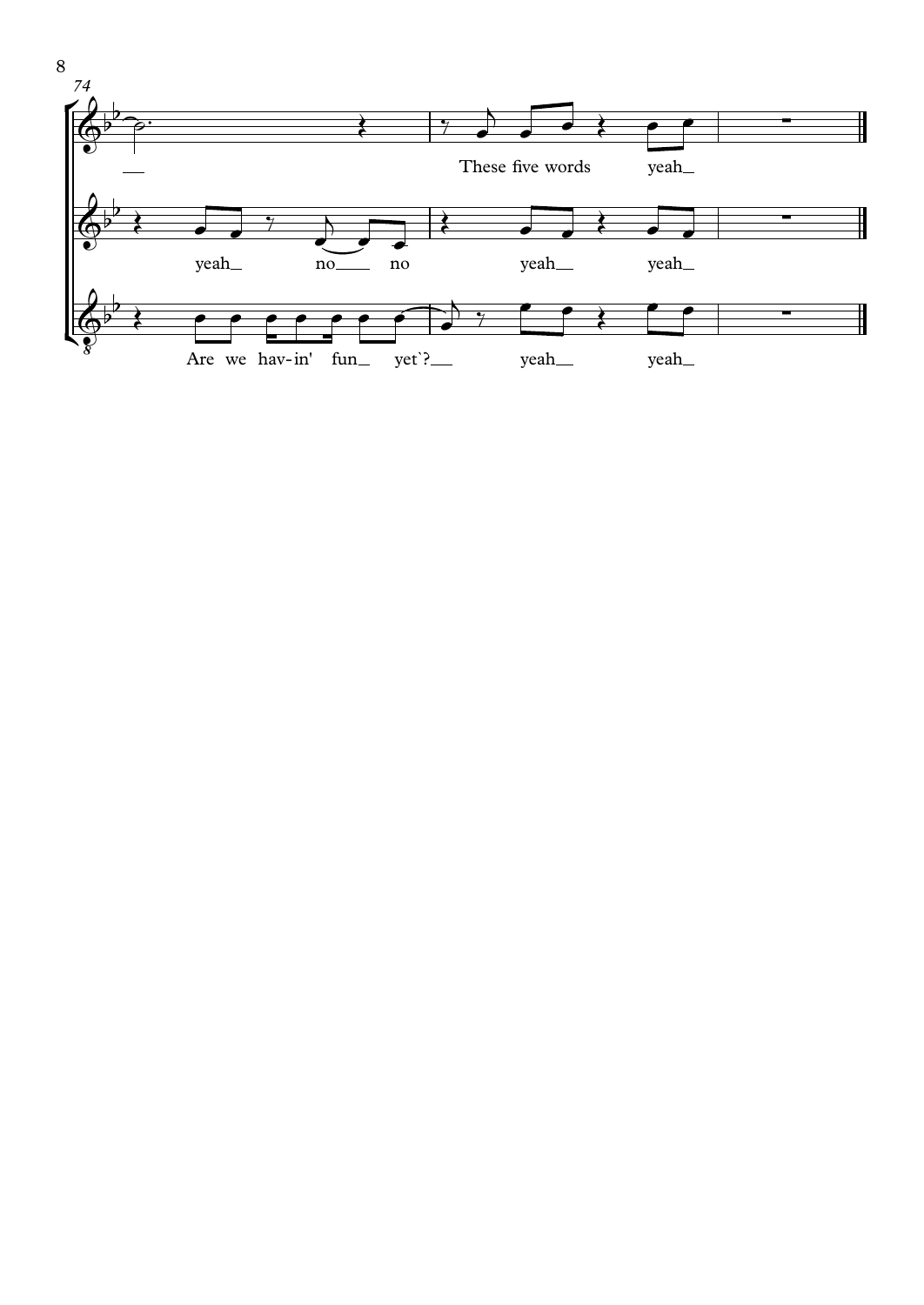74

These five words yeah

yeah no no yeah yeah

Are we hav-in' fun yet`? yeah yeah